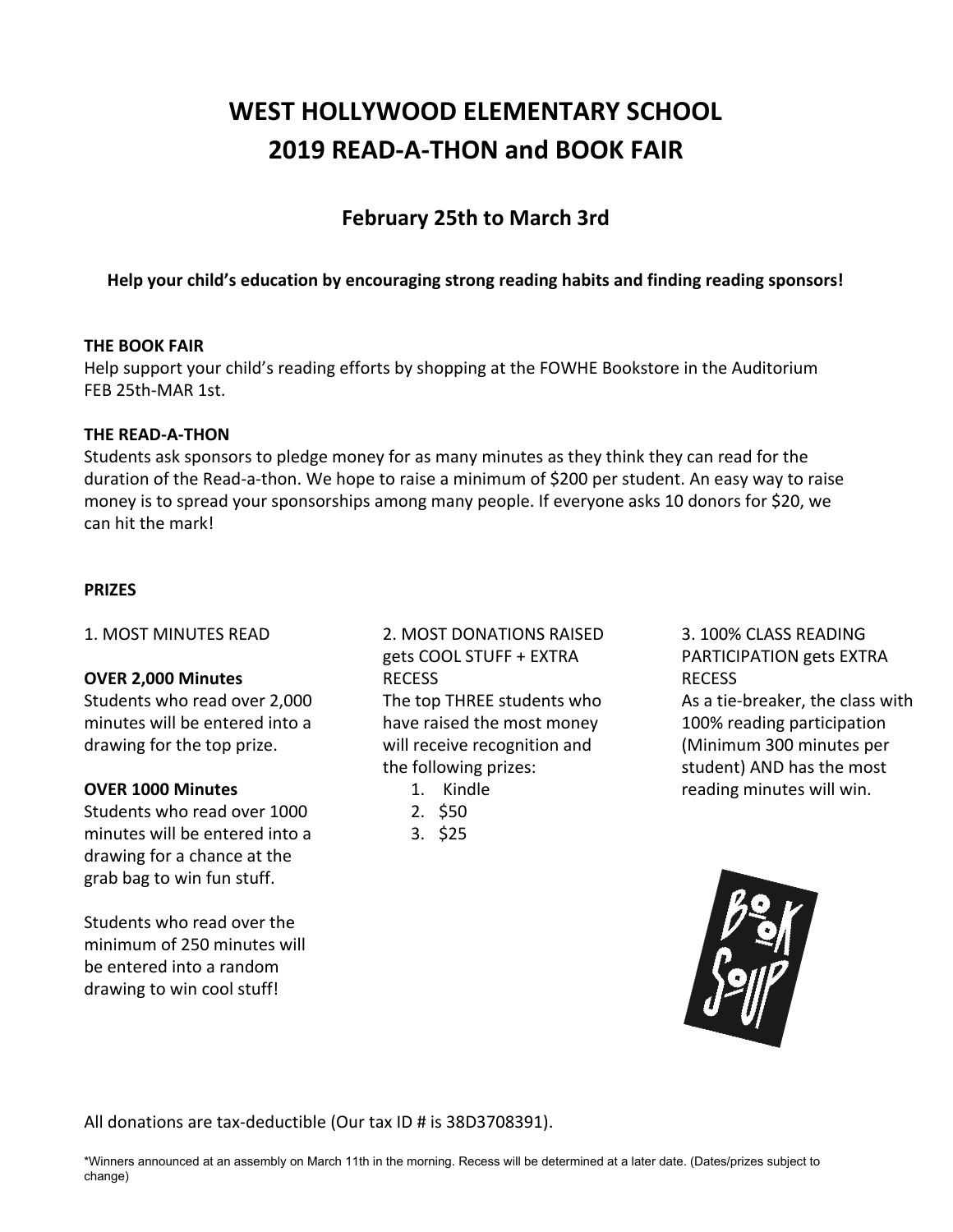# WEST HOLLYWOOD ELEMENTARY SCHOOL
# 2019 READ-A-THON and BOOK FAIR

## February 25th to March 3rd

**Help your child's education by encouraging strong reading habits and finding reading sponsors!**

**THE BOOK FAIR**
Help support your child's reading efforts by shopping at the FOWHE Bookstore in the Auditorium FEB 25th-MAR 1st.

**THE READ-A-THON**
Students ask sponsors to pledge money for as many minutes as they think they can read for the duration of the Read-a-thon. We hope to raise a minimum of $200 per student. An easy way to raise money is to spread your sponsorships among many people. If everyone asks 10 donors for $20, we can hit the mark!

**PRIZES**

1. MOST MINUTES READ

**OVER 2,000 Minutes**
Students who read over 2,000 minutes will be entered into a drawing for the top prize.

**OVER 1000 Minutes**
Students who read over 1000 minutes will be entered into a drawing for a chance at the grab bag to win fun stuff.

Students who read over the minimum of 250 minutes will be entered into a random drawing to win cool stuff!

2. MOST DONATIONS RAISED gets COOL STUFF + EXTRA RECESS
The top THREE students who have raised the most money will receive recognition and the following prizes:
1. Kindle
2. $50
3. $25

3. 100% CLASS READING PARTICIPATION gets EXTRA RECESS
As a tie-breaker, the class with 100% reading participation (Minimum 300 minutes per student) AND has the most reading minutes will win.

All donations are tax-deductible (Our tax ID # is 38D3708391).

*Winners announced at an assembly on March 11th in the morning. Recess will be determined at a later date. (Dates/prizes subject to change)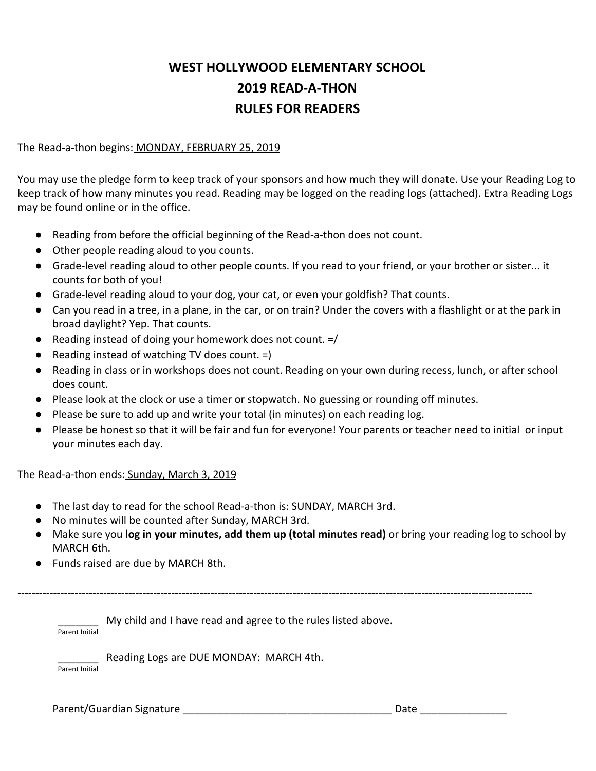# WEST HOLLYWOOD ELEMENTARY SCHOOL
# 2019 READ-A-THON
# RULES FOR READERS

The Read-a-thon begins: MONDAY, FEBRUARY 25, 2019

You may use the pledge form to keep track of your sponsors and how much they will donate. Use your Reading Log to keep track of how many minutes you read. Reading may be logged on the reading logs (attached). Extra Reading Logs may be found online or in the office.

- Reading from before the official beginning of the Read-a-thon does not count.
- Other people reading aloud to you counts.
- Grade-level reading aloud to other people counts. If you read to your friend, or your brother or sister... it counts for both of you!
- Grade-level reading aloud to your dog, your cat, or even your goldfish? That counts.
- Can you read in a tree, in a plane, in the car, or on train? Under the covers with a flashlight or at the park in broad daylight? Yep. That counts.
- Reading instead of doing your homework does not count. =/
- Reading instead of watching TV does count. =)
- Reading in class or in workshops does not count. Reading on your own during recess, lunch, or after school does count.
- Please look at the clock or use a timer or stopwatch. No guessing or rounding off minutes.
- Please be sure to add up and write your total (in minutes) on each reading log.
- Please be honest so that it will be fair and fun for everyone! Your parents or teacher need to initial or input your minutes each day.

The Read-a-thon ends: Sunday, March 3, 2019

- The last day to read for the school Read-a-thon is: SUNDAY, MARCH 3rd.
- No minutes will be counted after Sunday, MARCH 3rd.
- Make sure you **log in your minutes, add them up (total minutes read)** or bring your reading log to school by MARCH 6th.
- Funds raised are due by MARCH 8th.

---

_______ My child and I have read and agree to the rules listed above.
Parent Initial

_______ Reading Logs are DUE MONDAY: MARCH 4th.
Parent Initial

Parent/Guardian Signature ____________________________________ Date _______________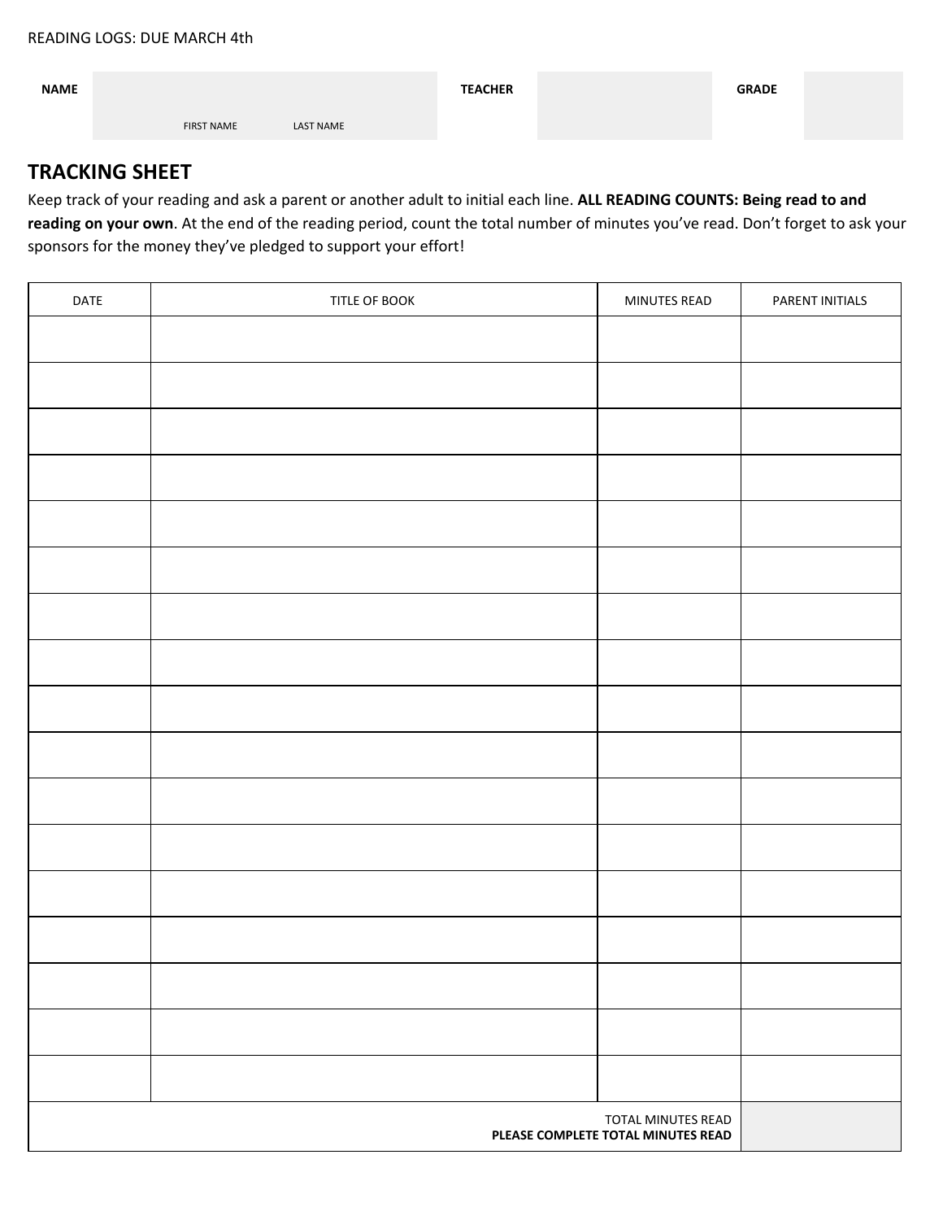READING LOGS: DUE MARCH 4th

| NAME | | TEACHER | | GRADE | |
|---|---|---|---|---|---|
| | FIRST NAME LAST NAME | | | | |

## TRACKING SHEET

Keep track of your reading and ask a parent or another adult to initial each line. **ALL READING COUNTS: Being read to and reading on your own**. At the end of the reading period, count the total number of minutes you've read. Don't forget to ask your sponsors for the money they've pledged to support your effort!

| DATE | TITLE OF BOOK | MINUTES READ | PARENT INITIALS |
|---|---|---|---|
| | | | |
| | | | |
| | | | |
| | | | |
| | | | |
| | | | |
| | | | |
| | | | |
| | | | |
| | | | |
| | | | |
| | | | |
| | | | |
| | | | |
| | | | |
| | | | |
| | | | |
| TOTAL MINUTES READ **PLEASE COMPLETE TOTAL MINUTES READ** | | | |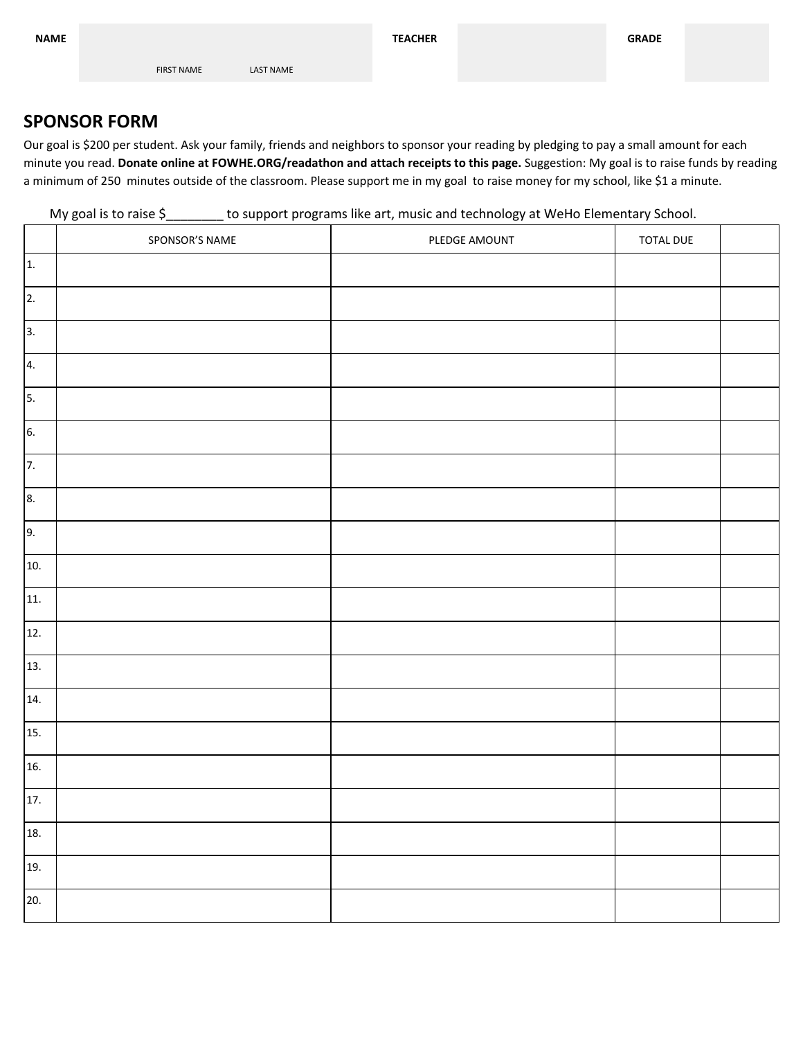| NAME | | TEACHER | | GRADE | |
|---|---|---|---|---|---|
| | FIRST NAME LAST NAME | | | | |

## SPONSOR FORM

Our goal is $200 per student. Ask your family, friends and neighbors to sponsor your reading by pledging to pay a small amount for each minute you read. **Donate online at FOWHE.ORG/readathon and attach receipts to this page.** Suggestion: My goal is to raise funds by reading a minimum of 250 minutes outside of the classroom. Please support me in my goal to raise money for my school, like $1 a minute.

My goal is to raise $________ to support programs like art, music and technology at WeHo Elementary School.

| | SPONSOR'S NAME | PLEDGE AMOUNT | TOTAL DUE | |
|---|---|---|---|---|
| 1. | | | | |
| 2. | | | | |
| 3. | | | | |
| 4. | | | | |
| 5. | | | | |
| 6. | | | | |
| 7. | | | | |
| 8. | | | | |
| 9. | | | | |
| 10. | | | | |
| 11. | | | | |
| 12. | | | | |
| 13. | | | | |
| 14. | | | | |
| 15. | | | | |
| 16. | | | | |
| 17. | | | | |
| 18. | | | | |
| 19. | | | | |
| 20. | | | | |